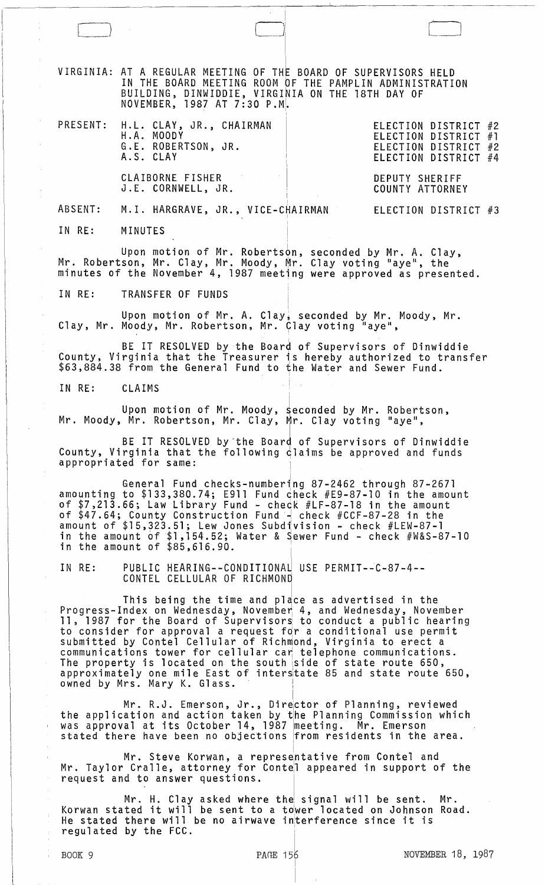VIRGINIA: AT A REGULAR MEETING OF THE BOARD OF SUPERVISORS HELD IN THE BOARD MEETING ROOM OF THE PAMPLIN ADMINISTRATION BUILDING, DINWIDDIE, VIRGINIA ON THE 18TH DAY OF NOVEMBER, 1987 AT 7:30 P.M.

| | | |
|---|---|---|
| PRESENT: | H.L. CLAY, JR., CHAIRMAN | ELECTION DISTRICT #2 |
| | H.A. MOODY | ELECTION DISTRICT #1 |
| | G.E. ROBERTSON, JR. | ELECTION DISTRICT #2 |
| | A.S. CLAY | ELECTION DISTRICT #4 |
| | CLAIBORNE FISHER | DEPUTY SHERIFF |
| | J.E. CORNWELL, JR. | COUNTY ATTORNEY |
| ABSENT: | M.I. HARGRAVE, JR., VICE-CHAIRMAN | ELECTION DISTRICT #3 |

IN RE: MINUTES

Upon motion of Mr. Robertson, seconded by Mr. A. Clay, Mr. Robertson, Mr. Clay, Mr. Moody, Mr. Clay voting "aye", the minutes of the November 4, 1987 meeting were approved as presented.

IN RE: TRANSFER OF FUNDS

Upon motion of Mr. A. Clay, seconded by Mr. Moody, Mr. Clay, Mr. Moody, Mr. Robertson, Mr. Clay voting "aye",

BE IT RESOLVED by the Board of Supervisors of Dinwiddie County, Virginia that the Treasurer is hereby authorized to transfer $63,884.38 from the General Fund to the Water and Sewer Fund.

IN RE: CLAIMS

Upon motion of Mr. Moody, seconded by Mr. Robertson, Mr. Moody, Mr. Robertson, Mr. Clay, Mr. Clay voting "aye",

BE IT RESOLVED by the Board of Supervisors of Dinwiddie County, Virginia that the following claims be approved and funds appropriated for same:

General Fund checks-numbering 87-2462 through 87-2671 amounting to $133,380.74; E911 Fund check #E9-87-10 in the amount of $7,213.66; Law Library Fund - check #LF-87-18 in the amount of $47.64; County Construction Fund - check #CCF-87-28 in the amount of $15,323.51; Lew Jones Subdivision - check #LEW-87-1 in the amount of $1,154.52; Water & Sewer Fund - check #W&S-87-10 in the amount of $85,616.90.

IN RE: PUBLIC HEARING--CONDITIONAL USE PERMIT--C-87-4--CONTEL CELLULAR OF RICHMOND

This being the time and place as advertised in the Progress-Index on Wednesday, November 4, and Wednesday, November 11, 1987 for the Board of Supervisors to conduct a public hearing to consider for approval a request for a conditional use permit submitted by Contel Cellular of Richmond, Virginia to erect a communications tower for cellular car telephone communications. The property is located on the south side of state route 650, approximately one mile East of interstate 85 and state route 650, owned by Mrs. Mary K. Glass.

Mr. R.J. Emerson, Jr., Director of Planning, reviewed the application and action taken by the Planning Commission which was approval at its October 14, 1987 meeting. Mr. Emerson stated there have been no objections from residents in the area.

Mr. Steve Korwan, a representative from Contel and Mr. Taylor Cralle, attorney for Contel appeared in support of the request and to answer questions.

Mr. H. Clay asked where the signal will be sent. Mr. Korwan stated it will be sent to a tower located on Johnson Road. He stated there will be no airwave interference since it is regulated by the FCC.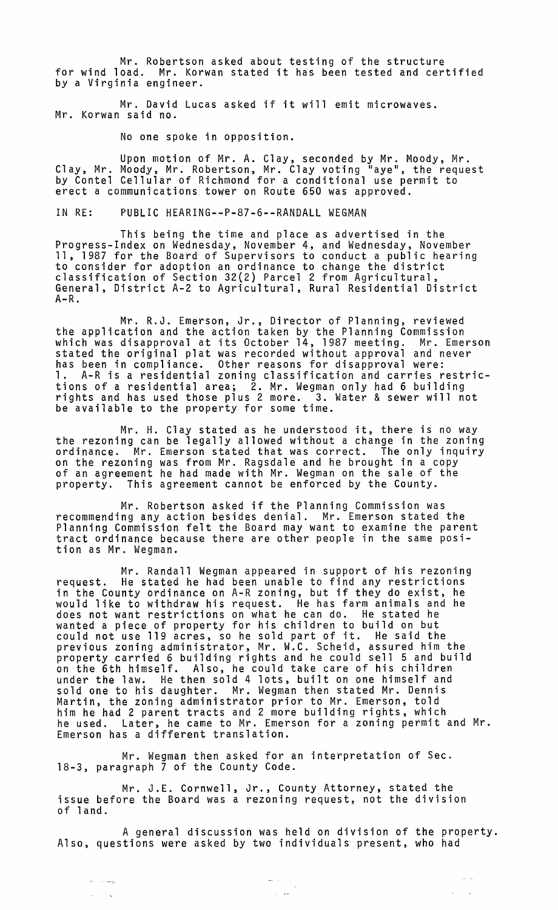Mr. Robertson asked about testing of the structure for wind load. Mr. Korwan stated it has been tested and certified by a Virginia engineer.

Mr. David Lucas asked if it will emit microwaves. Mr. Korwan said no.

No one spoke in opposition.

Upon motion of Mr. A. Clay, seconded by Mr. Moody, Mr. Clay, Mr. Moody, Mr. Robertson, Mr. Clay voting "aye", the request by Contel Cellular of Richmond for a conditional use permit to erect a communications tower on Route 650 was approved.

IN RE: PUBLIC HEARING--P-87-6--RANDALL WEGMAN

This being the time and place as advertised in the Progress-Index on Wednesday, November 4, and Wednesday, November 11, 1987 for the Board of Supervisors to conduct a public hearing to consider for adoption an ordinance to change the district classification of Section 32(2) Parcel 2 from Agricultural, General, District A-2 to Agricultural, Rural Residential District A-R.

Mr. R.J. Emerson, Jr., Director of Planning, reviewed the application and the action taken by the Planning Commission which was disapproval at its October 14, 1987 meeting. Mr. Emerson stated the original plat was recorded without approval and never has been in compliance. Other reasons for disapproval were: 1. A-R is a residential zoning classification and carries restrictions of a residential area; 2. Mr. Wegman only had 6 building rights and has used those plus 2 more. 3. Water & sewer will not be available to the property for some time.

Mr. H. Clay stated as he understood it, there is no way the rezoning can be legally allowed without a change in the zoning ordinance. Mr. Emerson stated that was correct. The only inquiry on the rezoning was from Mr. Ragsdale and he brought in a copy of an agreement he had made with Mr. Wegman on the sale of the property. This agreement cannot be enforced by the County.

Mr. Robertson asked if the Planning Commission was recommending any action besides denial. Mr. Emerson stated the Planning Commission felt the Board may want to examine the parent tract ordinance because there are other people in the same position as Mr. Wegman.

Mr. Randall Wegman appeared in support of his rezoning request. He stated he had been unable to find any restrictions in the County ordinance on A-R zoning, but if they do exist, he would like to withdraw his request. He has farm animals and he does not want restrictions on what he can do. He stated he wanted a piece of property for his children to build on but could not use 119 acres, so he sold part of it. He said the previous zoning administrator, Mr. W.C. Scheid, assured him the property carried 6 building rights and he could sell 5 and build on the 6th himself. Also, he could take care of his children under the law. He then sold 4 lots, built on one himself and sold one to his daughter. Mr. Wegman then stated Mr. Dennis Martin, the zoning administrator prior to Mr. Emerson, told him he had 2 parent tracts and 2 more building rights, which he used. Later, he came to Mr. Emerson for a zoning permit and Mr. Emerson has a different translation.

Mr. Wegman then asked for an interpretation of Sec. 18-3, paragraph 7 of the County Code.

Mr. J.E. Cornwell, Jr., County Attorney, stated the issue before the Board was a rezoning request, not the division of land.

A general discussion was held on division of the property. Also, questions were asked by two individuals present, who had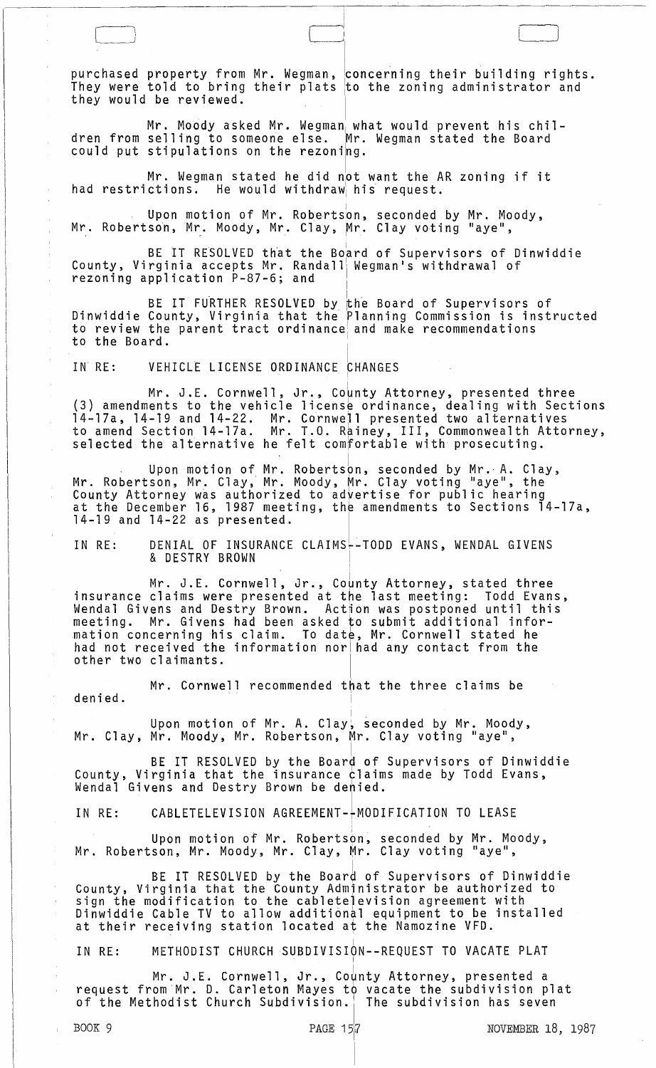purchased property from Mr. Wegman, concerning their building rights. They were told to bring their plats to the zoning administrator and they would be reviewed.

Mr. Moody asked Mr. Wegman what would prevent his children from selling to someone else. Mr. Wegman stated the Board could put stipulations on the rezoning.

Mr. Wegman stated he did not want the AR zoning if it had restrictions. He would withdraw his request.

Upon motion of Mr. Robertson, seconded by Mr. Moody, Mr. Robertson, Mr. Moody, Mr. Clay, Mr. Clay voting "aye",

BE IT RESOLVED that the Board of Supervisors of Dinwiddie County, Virginia accepts Mr. Randall Wegman's withdrawal of rezoning application P-87-6; and

BE IT FURTHER RESOLVED by the Board of Supervisors of Dinwiddie County, Virginia that the Planning Commission is instructed to review the parent tract ordinance and make recommendations to the Board.

IN RE: VEHICLE LICENSE ORDINANCE CHANGES

Mr. J.E. Cornwell, Jr., County Attorney, presented three (3) amendments to the vehicle license ordinance, dealing with Sections 14-17a, 14-19 and 14-22. Mr. Cornwell presented two alternatives to amend Section 14-17a. Mr. T.O. Rainey, III, Commonwealth Attorney, selected the alternative he felt comfortable with prosecuting.

Upon motion of Mr. Robertson, seconded by Mr. A. Clay, Mr. Robertson, Mr. Clay, Mr. Moody, Mr. Clay voting "aye", the County Attorney was authorized to advertise for public hearing at the December 16, 1987 meeting, the amendments to Sections 14-17a, 14-19 and 14-22 as presented.

IN RE: DENIAL OF INSURANCE CLAIMS--TODD EVANS, WENDAL GIVENS & DESTRY BROWN

Mr. J.E. Cornwell, Jr., County Attorney, stated three insurance claims were presented at the last meeting: Todd Evans, Wendal Givens and Destry Brown. Action was postponed until this meeting. Mr. Givens had been asked to submit additional information concerning his claim. To date, Mr. Cornwell stated he had not received the information nor had any contact from the other two claimants.

Mr. Cornwell recommended that the three claims be denied.

Upon motion of Mr. A. Clay, seconded by Mr. Moody, Mr. Clay, Mr. Moody, Mr. Robertson, Mr. Clay voting "aye",

BE IT RESOLVED by the Board of Supervisors of Dinwiddie County, Virginia that the insurance claims made by Todd Evans, Wendal Givens and Destry Brown be denied.

IN RE: CABLETELEVISION AGREEMENT--MODIFICATION TO LEASE

Upon motion of Mr. Robertson, seconded by Mr. Moody, Mr. Robertson, Mr. Moody, Mr. Clay, Mr. Clay voting "aye",

BE IT RESOLVED by the Board of Supervisors of Dinwiddie County, Virginia that the County Administrator be authorized to sign the modification to the cabletelevision agreement with Dinwiddie Cable TV to allow additional equipment to be installed at their receiving station located at the Namozine VFD.

IN RE: METHODIST CHURCH SUBDIVISION--REQUEST TO VACATE PLAT

Mr. J.E. Cornwell, Jr., County Attorney, presented a request from Mr. D. Carleton Mayes to vacate the subdivision plat of the Methodist Church Subdivision. The subdivision has seven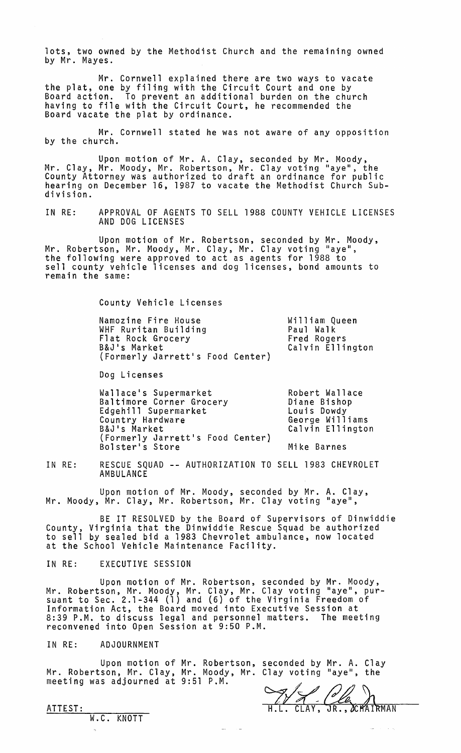lots, two owned by the Methodist Church and the remaining owned by Mr. Mayes.

Mr. Cornwell explained there are two ways to vacate the plat, one by filing with the Circuit Court and one by Board action. To prevent an additional burden on the church having to file with the Circuit Court, he recommended the Board vacate the plat by ordinance.

Mr. Cornwell stated he was not aware of any opposition by the church.

Upon motion of Mr. A. Clay, seconded by Mr. Moody, Mr. Clay, Mr. Moody, Mr. Robertson, Mr. Clay voting "aye", the County Attorney was authorized to draft an ordinance for public hearing on December 16, 1987 to vacate the Methodist Church Subdivision.

IN RE: APPROVAL OF AGENTS TO SELL 1988 COUNTY VEHICLE LICENSES AND DOG LICENSES

Upon motion of Mr. Robertson, seconded by Mr. Moody, Mr. Robertson, Mr. Moody, Mr. Clay, Mr. Clay voting "aye", the following were approved to act as agents for 1988 to sell county vehicle licenses and dog licenses, bond amounts to remain the same:

County Vehicle Licenses

| | |
|---|---|
| Namozine Fire House | William Queen |
| WHF Ruritan Building | Paul Walk |
| Flat Rock Grocery | Fred Rogers |
| B&J's Market (Formerly Jarrett's Food Center) | Calvin Ellington |

Dog Licenses

| | |
|---|---|
| Wallace's Supermarket | Robert Wallace |
| Baltimore Corner Grocery | Diane Bishop |
| Edgehill Supermarket | Louis Dowdy |
| Country Hardware | George Williams |
| B&J's Market (Formerly Jarrett's Food Center) | Calvin Ellington |
| Bolster's Store | Mike Barnes |

IN RE: RESCUE SQUAD -- AUTHORIZATION TO SELL 1983 CHEVROLET AMBULANCE

Upon motion of Mr. Moody, seconded by Mr. A. Clay, Mr. Moody, Mr. Clay, Mr. Robertson, Mr. Clay voting "aye",

BE IT RESOLVED by the Board of Supervisors of Dinwiddie County, Virginia that the Dinwiddie Rescue Squad be authorized to sell by sealed bid a 1983 Chevrolet ambulance, now located at the School Vehicle Maintenance Facility.

IN RE: EXECUTIVE SESSION

Upon motion of Mr. Robertson, seconded by Mr. Moody, Mr. Robertson, Mr. Moody, Mr. Clay, Mr. Clay voting "aye", pursuant to Sec. 2.1-344 (1) and (6) of the Virginia Freedom of Information Act, the Board moved into Executive Session at 8:39 P.M. to discuss legal and personnel matters. The meeting reconvened into Open Session at 9:50 P.M.

IN RE: ADJOURNMENT

Upon motion of Mr. Robertson, seconded by Mr. A. Clay Mr. Robertson, Mr. Clay, Mr. Moody, Mr. Clay voting "aye", the meeting was adjourned at 9:51 P.M.

H.L. CLAY, JR., CHAIRMAN

ATTEST: W.C. KNOTT